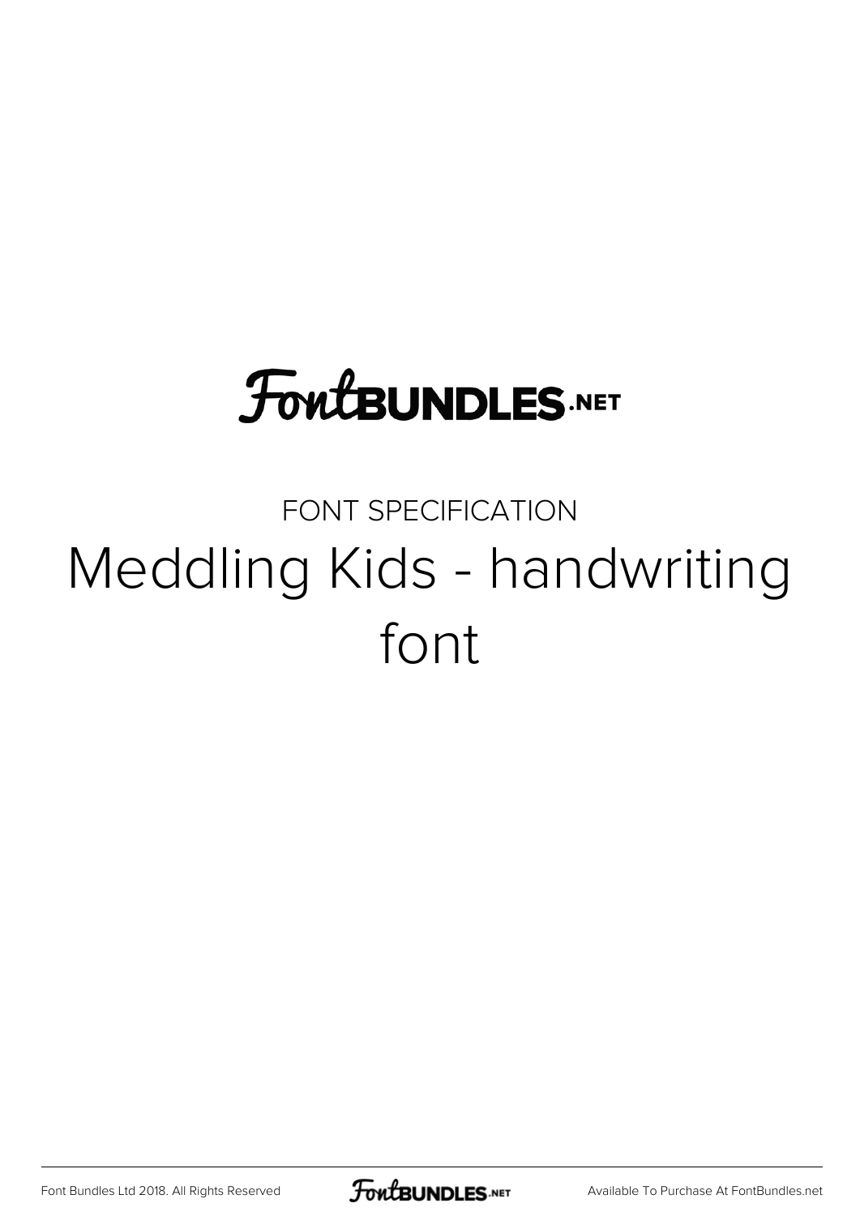FontBUNDLES.NET

FONT SPECIFICATION

# Meddling Kids - handwriting font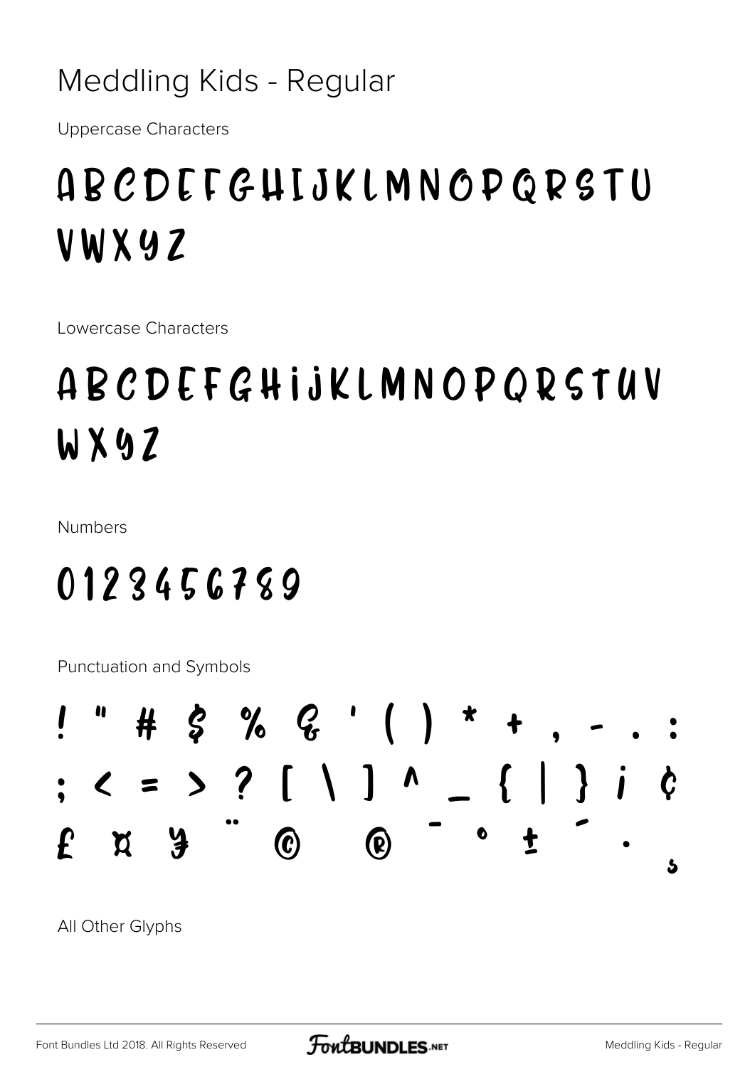# Meddling Kids - Regular

Uppercase Characters

ABCDEFGHIJKLMNOPQRSTU
VWXYZ

Lowercase Characters

ABCDEFGHIJKLMNOPQRSTUV
WXYZ

Numbers

0123456789

Punctuation and Symbols

! " # $ % & ' ( ) * + , - . :
; < = > ? [ \ ] ^ _ { | } ¡ ¢
£ ¤ ¥ ¨ © ® ¯ ° ± ´ · ¸

All Other Glyphs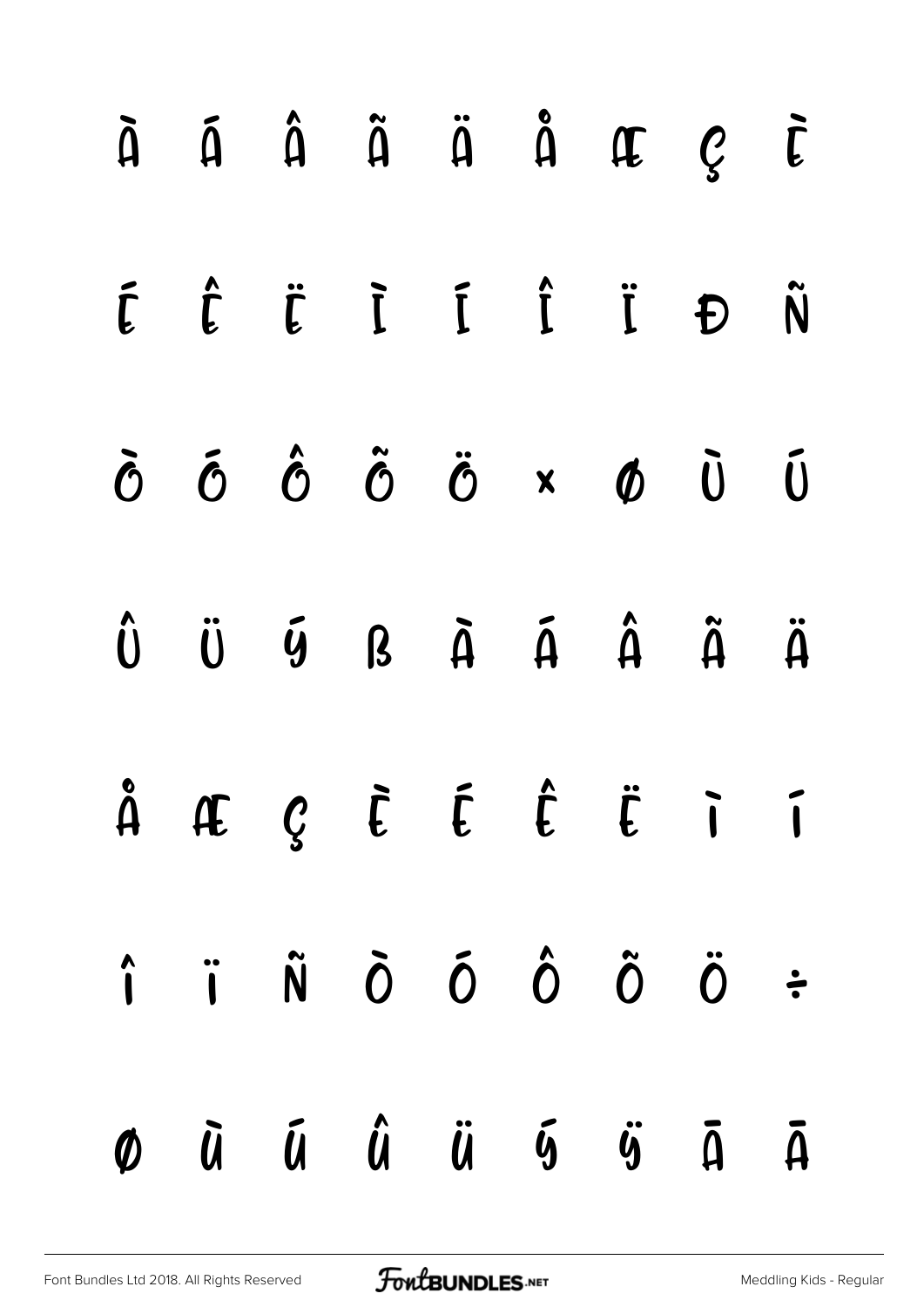À Á Â Ã Ä Å Æ Ç È

É Ê Ë Ì Í Î Ï Ð Ñ

Ò Ó Ô Õ Ö × Ø Ù Ú

Û Ü Ý ß à á â ã ä

å æ ç è é ê ë ì í

î ï ñ ò ó ô õ ö ÷

ø ù ú û ü ý ÿ Ā ā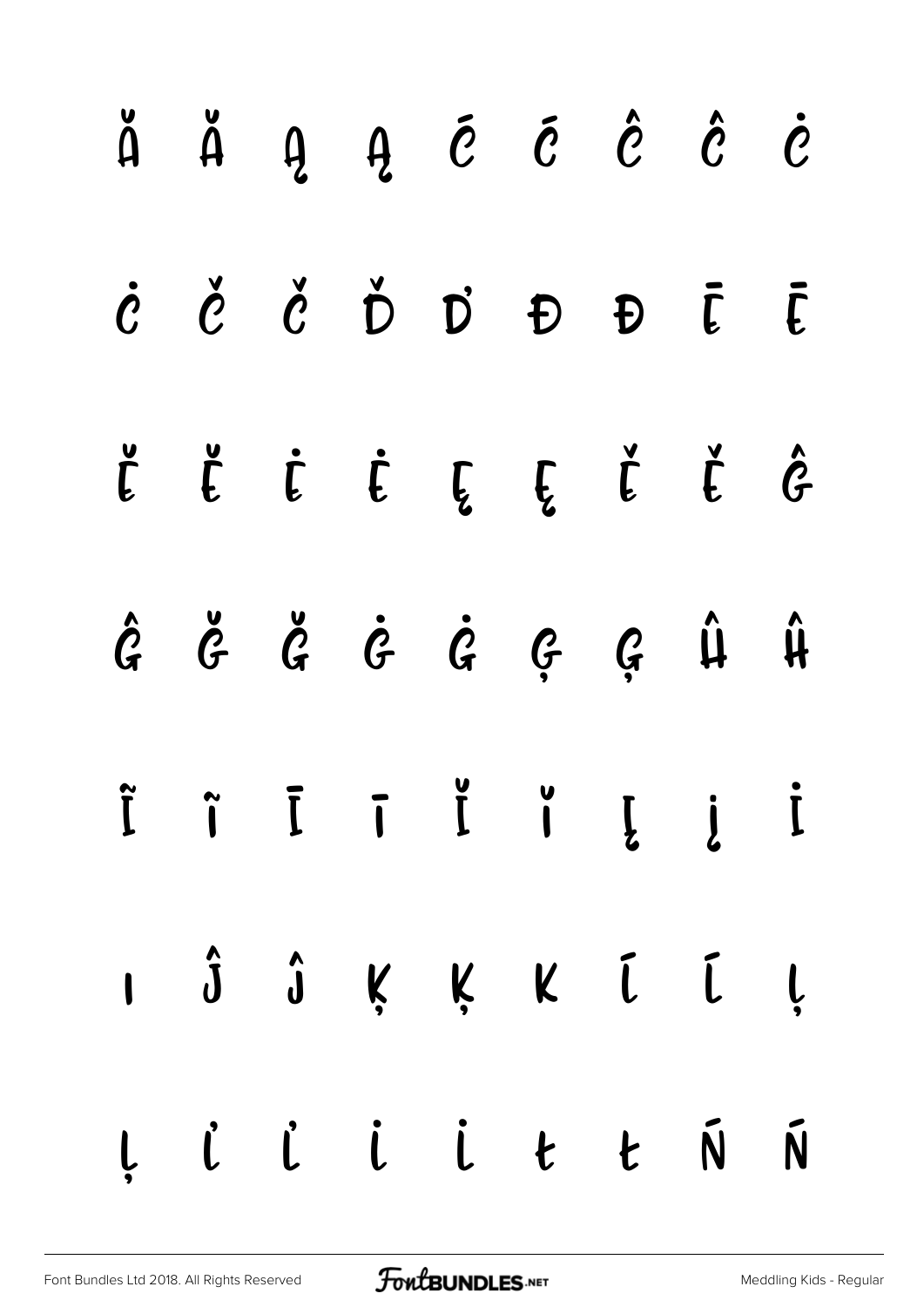Ă Ă Ą Ą Ć Ć Ĉ Ĉ Ċ

Ċ Č Č Ď Ď Đ Đ Ē Ē

Ĕ Ĕ Ė Ė Ę Ę Ě Ě Ĝ

Ĝ Ğ Ğ Ġ Ġ Ģ Ģ Ĥ Ĥ

Ĩ ĩ Ī ī Ĭ ĭ Į į İ

ı Ĵ ĵ Ķ ķ ĸ Ĺ ĺ Ļ

ļ Ľ ľ Ŀ ŀ Ł ł Ń ń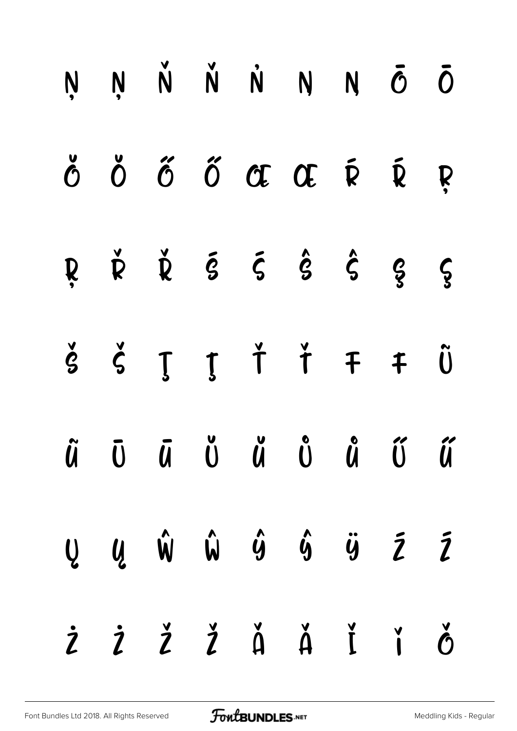Ņ ņ Ň ň Ṅ Ŋ ŋ Ō ō

Ŏ ŏ Ő ő Œ œ Ŕ ŕ Ŗ

ŗ Ř ř Ś ś Ŝ ŝ Ş ş

Š š Ţ ţ Ť ť Ŧ ŧ Ũ

ũ Ū ū Ŭ ŭ Ů ů Ű ű

Ų ų Ŵ ŵ Ŷ ŷ Ÿ Ź ź

Ż ż Ž ž Ǎ ǎ Ǐ ǐ Ǒ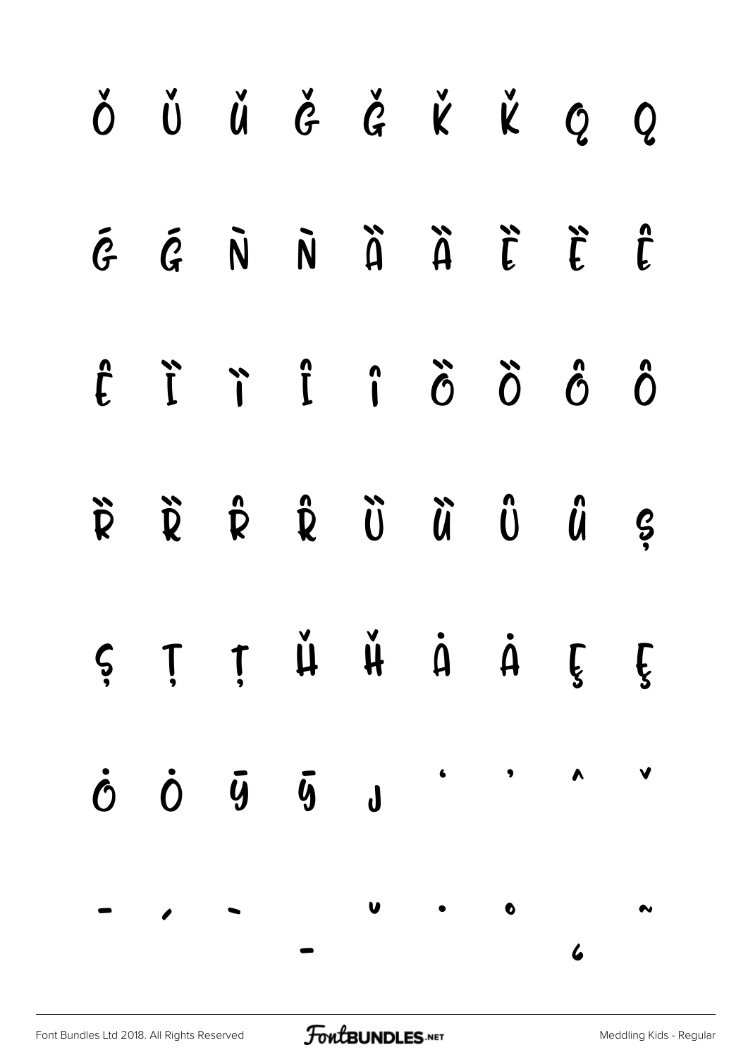Ǒ Ǔ ǔ Ǧ ǧ Ǩ ǩ Ǫ ǫ

Ǵ ǵ Ǹ ǹ Ȁ ȁ Ȅ ȅ Ȇ

ȇ Ȉ ȉ Ȋ ȋ Ȍ ȍ Ȏ ȏ

Ȑ ȑ Ȓ ȓ Ȕ ȕ Ȗ ȗ Ș

ș Ț ț Ȟ ȟ Ȧ ȧ Ȩ ȩ

Ȯ ȯ Ȳ ȳ ȷ ʻ ʼ ˆ ˇ

ˉ ˊ ˋ ˍ ˘ ˙ ˚ ˛ ˜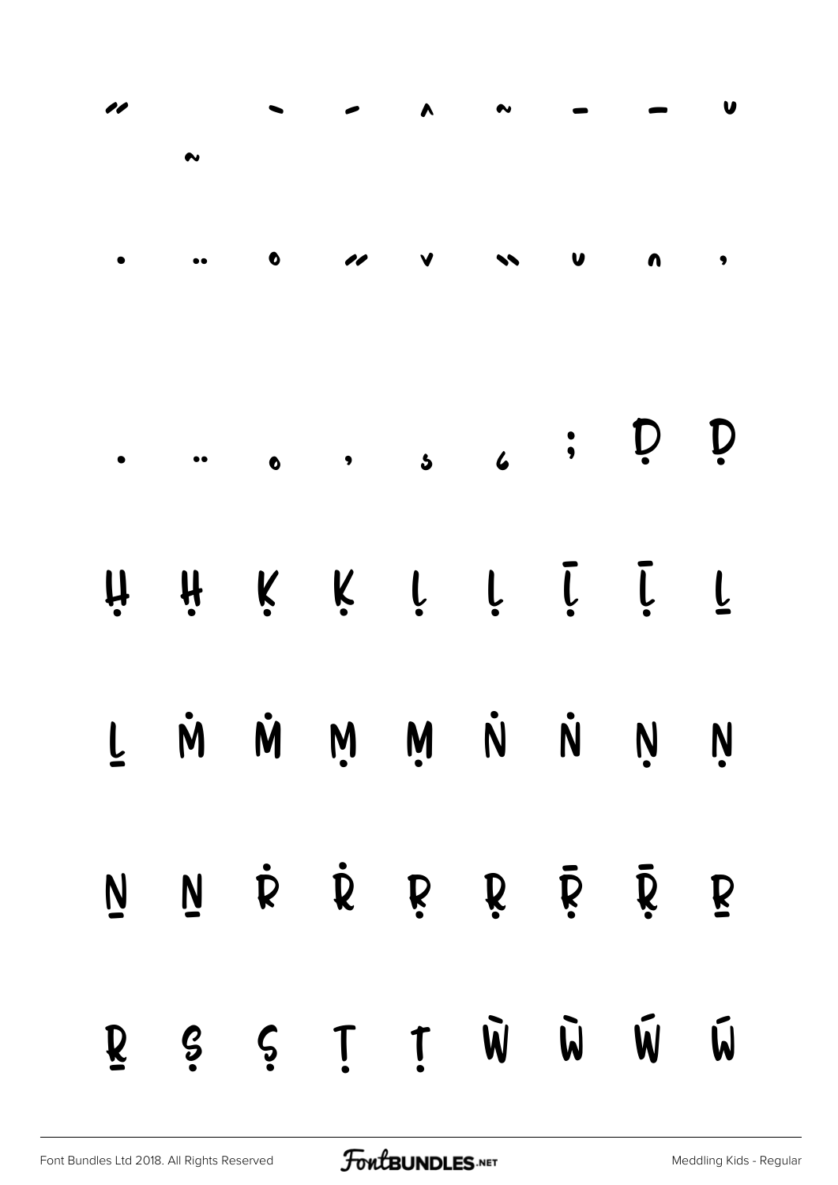˝ ˜ ˋ ˊ ˆ ˜ ˉ ˉ ˘

˙ ¨ ˚ ˝ ˇ ̏ ̆ ̑ ̓

̣ ̤ ̥ ̦ ̧ ̨ ; Ḍ ḍ

Ḥ ḥ Ḳ ḳ Ḷ ḷ Ḹ ḹ Ḻ

ḻ Ṁ ṁ Ṃ ṃ Ṅ ṅ Ṇ ṇ

Ṉ ṉ Ṙ ṙ Ṛ ṛ Ṝ ṝ Ṟ

ṟ Ṣ ṣ Ṭ ṭ Ẁ ẁ Ẃ ẃ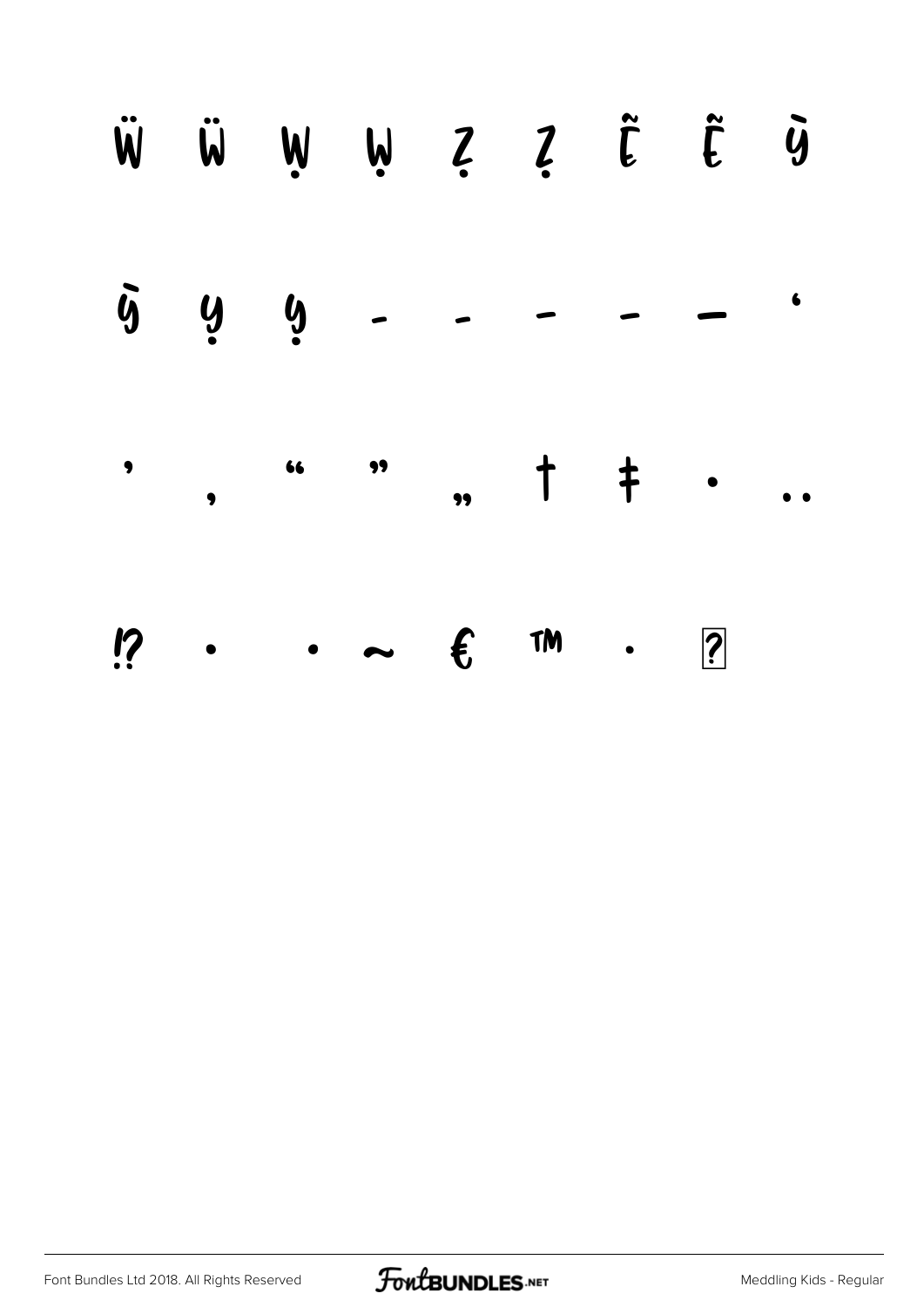Ẅ ẅ Ẉ ẉ Ẓ ẓ Ẽ ẽ Ỳ

ỳ Ỵ ỵ ‐ ‑ ‒ – — ‘

’ ‚ “ ” „ † ‡ • ‥

⁉ · • ∼ € ™ ⋅ �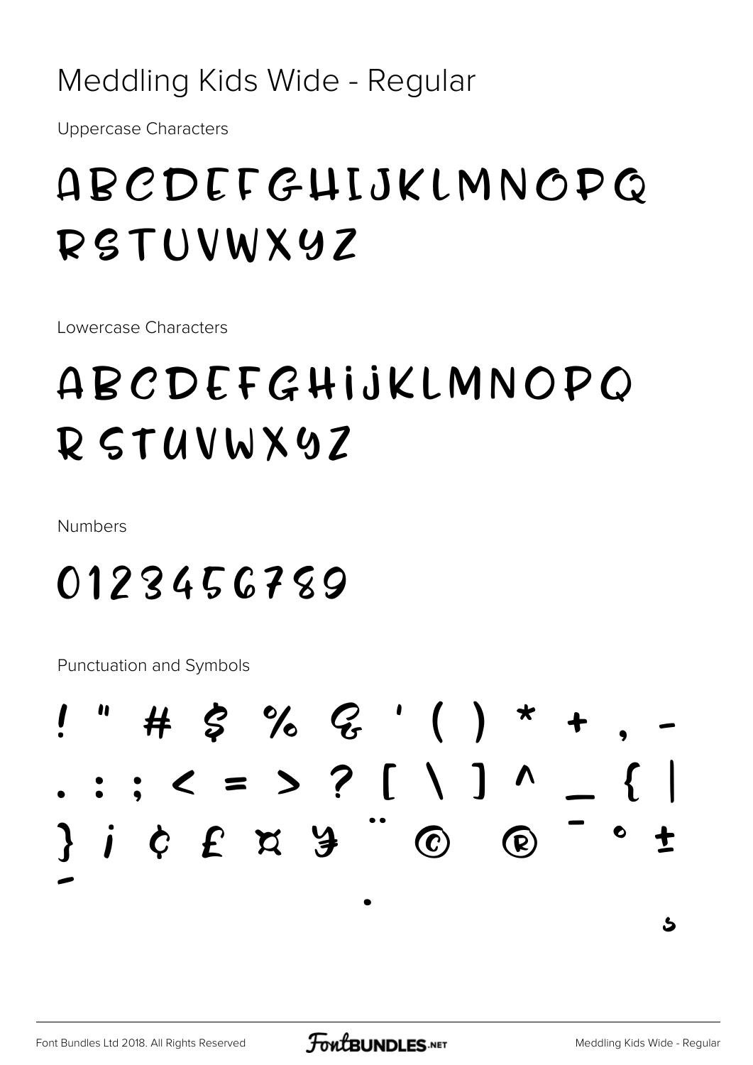# Meddling Kids Wide - Regular

Uppercase Characters

ABCDEFGHIJKLMNOPQ
RSTUVWXYZ

Lowercase Characters

abcdefghijklmnopq
rstuvwxyz

Numbers

0123456789

Punctuation and Symbols

! " # $ % & ' ( ) * + , -
. : ; < = > ? [ \ ] ^ _ { |
} ¡ ¢ £ ¤ ¥ ¨ © ® ¯ ° ±
´
·
¸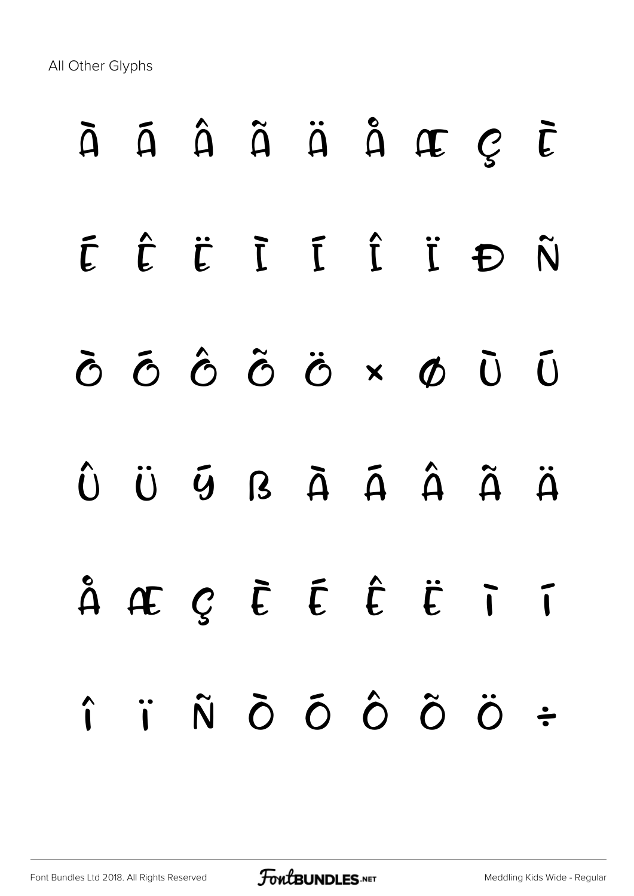All Other Glyphs

À Á Â Ã Ä Å Æ Ç È

É Ê Ë Ì Í Î Ï Ð Ñ

Ò Ó Ô Õ Ö × Ø Ù Ú

Û Ü Ý ß à á â ã ä

å æ ç è é ê ë ì í

î ï ñ ò ó ô õ ö ÷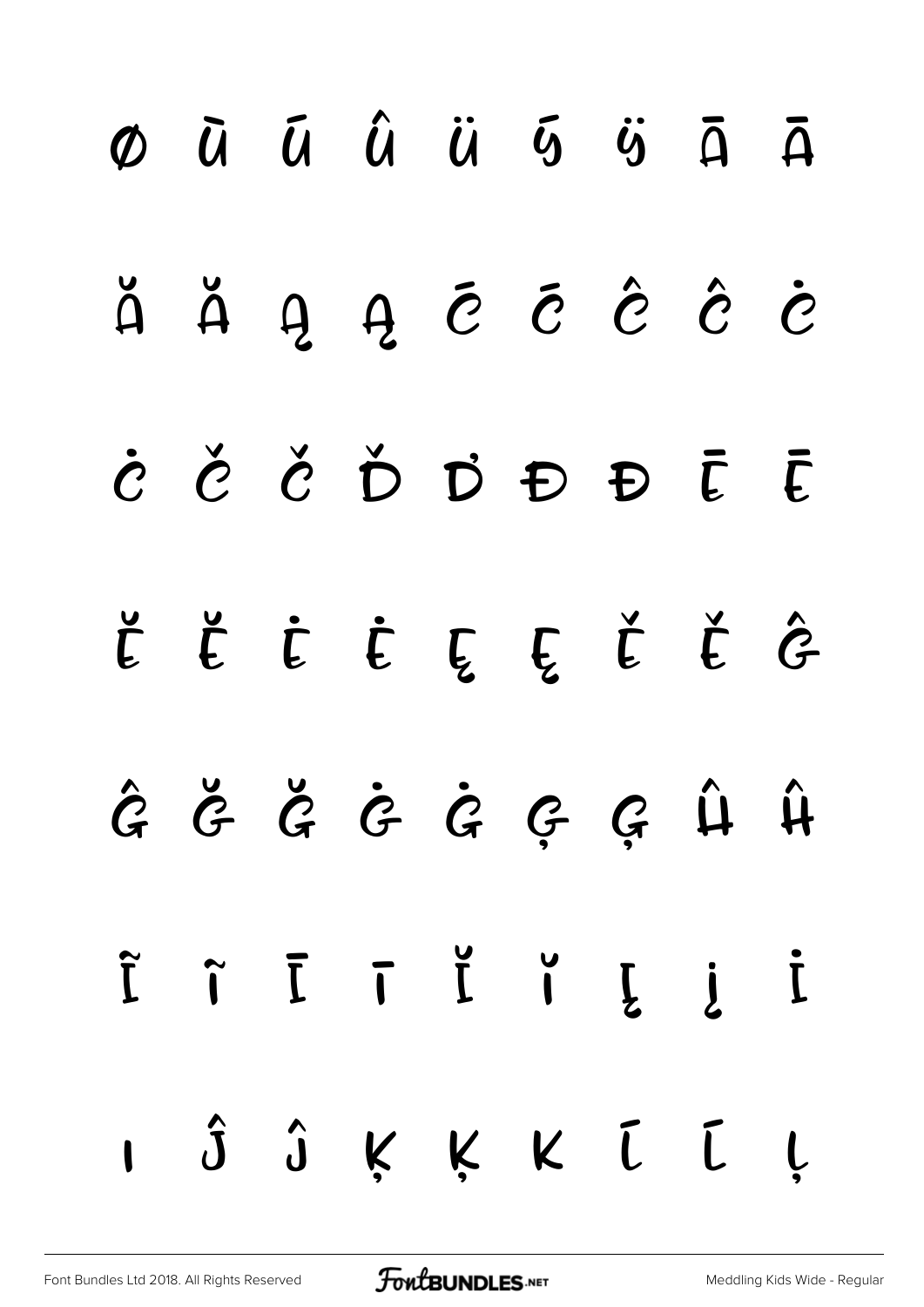ø ù ū û ü ý ÿ Ā ā

Ă ă Ą ą Ć ć Ĉ ĉ Ċ

ċ Č č Ď ď Đ đ Ē ē

Ĕ ĕ Ė ė Ę ę Ě ě Ĝ

ĝ Ğ ğ Ġ ġ Ģ ģ Ĥ ĥ

Ĩ ĩ Ī ī Ĭ ĭ Į į İ

ı Ĵ ĵ Ķ ķ ĸ Ĺ ĺ Ļ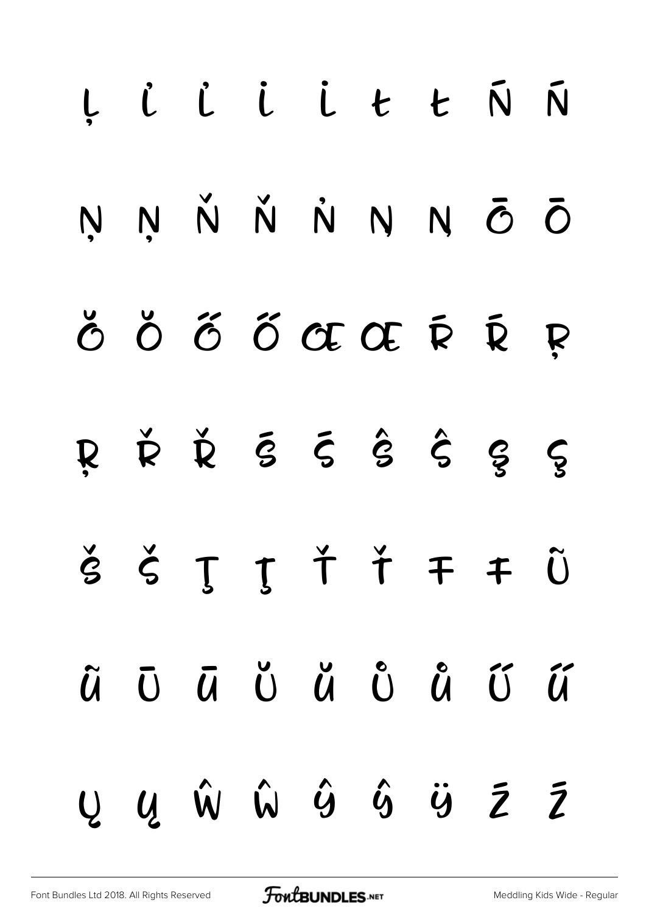Ļ ľ Ľ ı İ ŀ Ŀ Ń ń

Ņ ņ Ň ň ŉ Ŋ ŋ Ō ō

Ŏ ŏ Ő ő Œ œ Ŕ ŕ Ŗ

ŗ Ř ř Ś ś Ŝ ŝ Ş ş

Š š Ţ ţ Ť ť Ŧ ŧ Ũ

ũ Ū ū Ŭ ŭ Ů ů Ű ű

Ų ų Ŵ ŵ Ŷ ŷ Ÿ Ź ź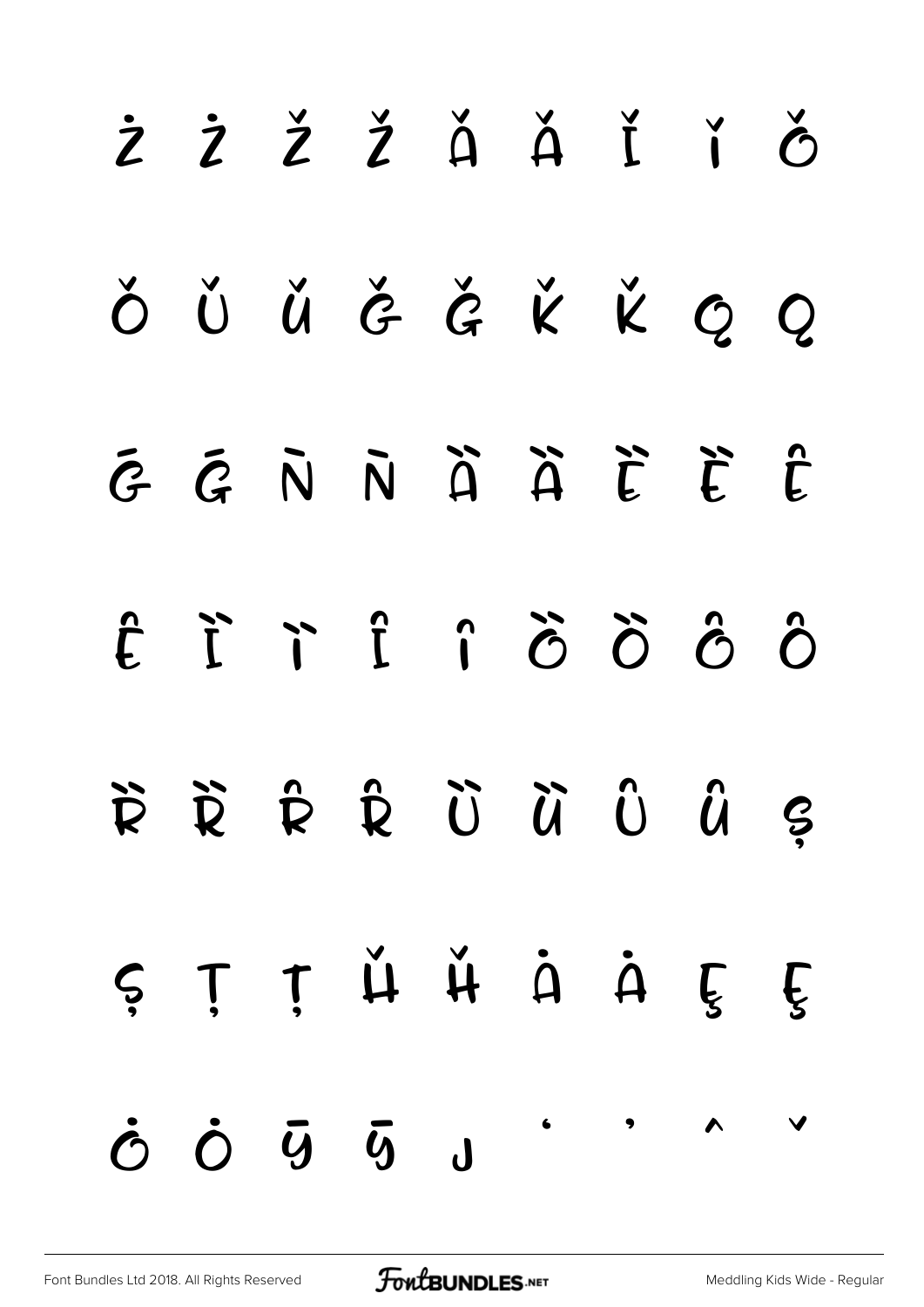Ż ż Ž ž Ǎ ǎ Ǐ ǐ Ǒ

ǒ Ǔ ǔ Ǧ ǧ Ǩ ǩ Ǫ ǫ

Ḡ ḡ N̄ n̄ Ȁ ȁ Ȅ ȅ Ȇ

ȇ Ȉ ȉ Ȋ ȋ Ȍ ȍ Ȏ ȏ

Ȑ ȑ Ȓ ȓ Ȕ ȕ Ȗ ȗ Ș

ș Ț ț Ȟ ȟ Ȧ ȧ Ȩ ȩ

Ȯ ȯ Ȳ ȳ ȷ ʻ ʼ ˆ ˇ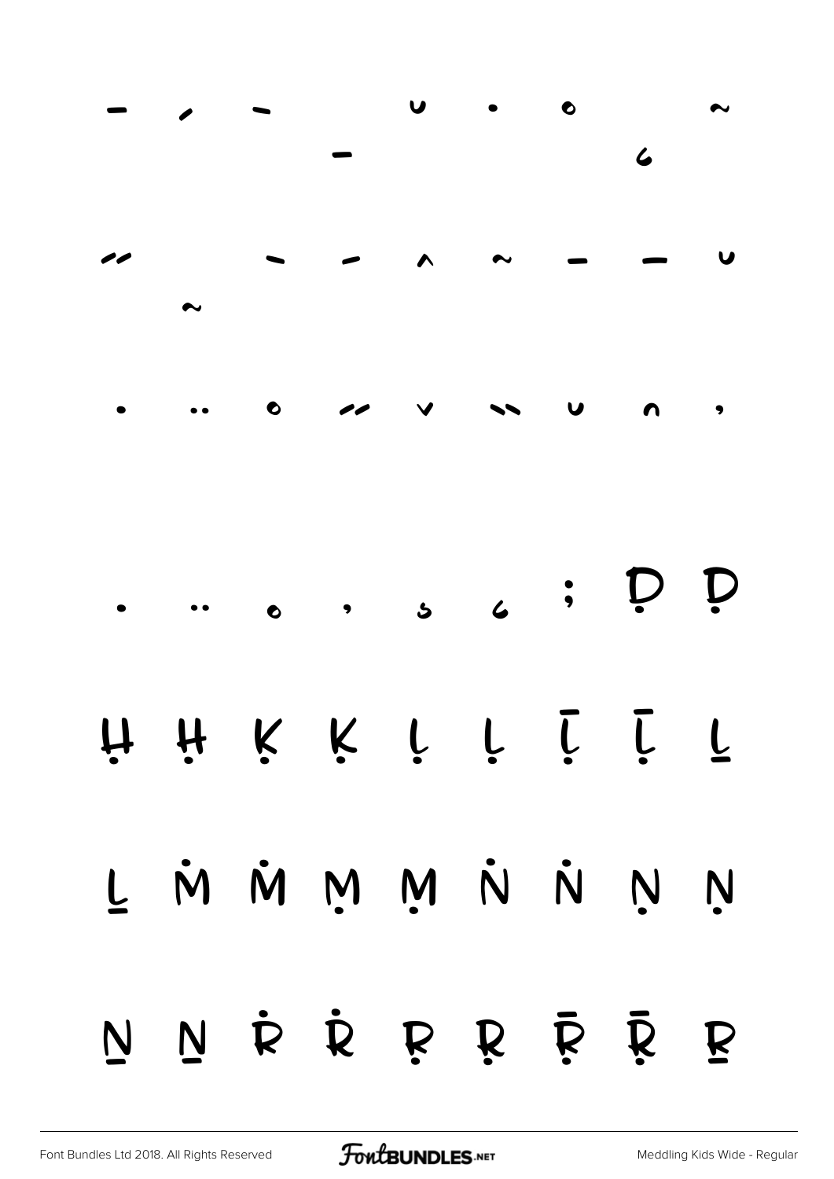¯ ´ ˉ ˘ ˙ ˚ ¯ ̦ ˜

˝ ˜ ˉ ˉ ˆ ˜ ¯ ¯ ˘

˙ ¨ ˚ ˝ ˇ ̏ ˘ ̑ ̦

̣ ̤ ̥ ̦ ̧ ̨ ; Ḍ ḍ

Ḥ ḥ Ḳ ḳ Ḷ ḷ Ḹ ḹ Ḻ

ḻ Ṁ ṁ Ṃ ṃ Ṅ ṅ Ṇ ṇ

Ṉ ṉ Ṙ ṙ Ṛ ṛ Ṝ ṝ Ṟ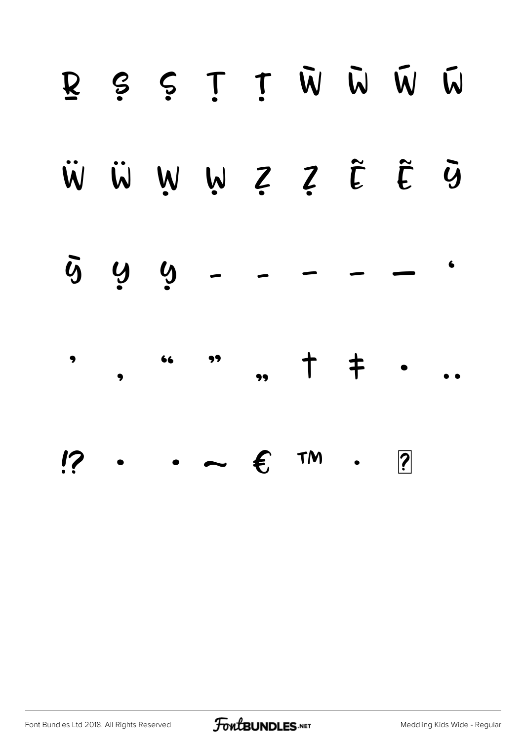Ṟ Ş Ș Ţ Ț Ẁ ẁ Ẃ ẃ

Ẅ ẅ Ẉ ẉ Ẓ ẓ Ẽ ẽ Ỳ

ỳ Ỵ ỵ ‐ ‑ ‒ – — ‘

’ ‚ “ ” „ † ‡ • ‥

⁉ · ∙ ∼ € ™ ⋅ ▯